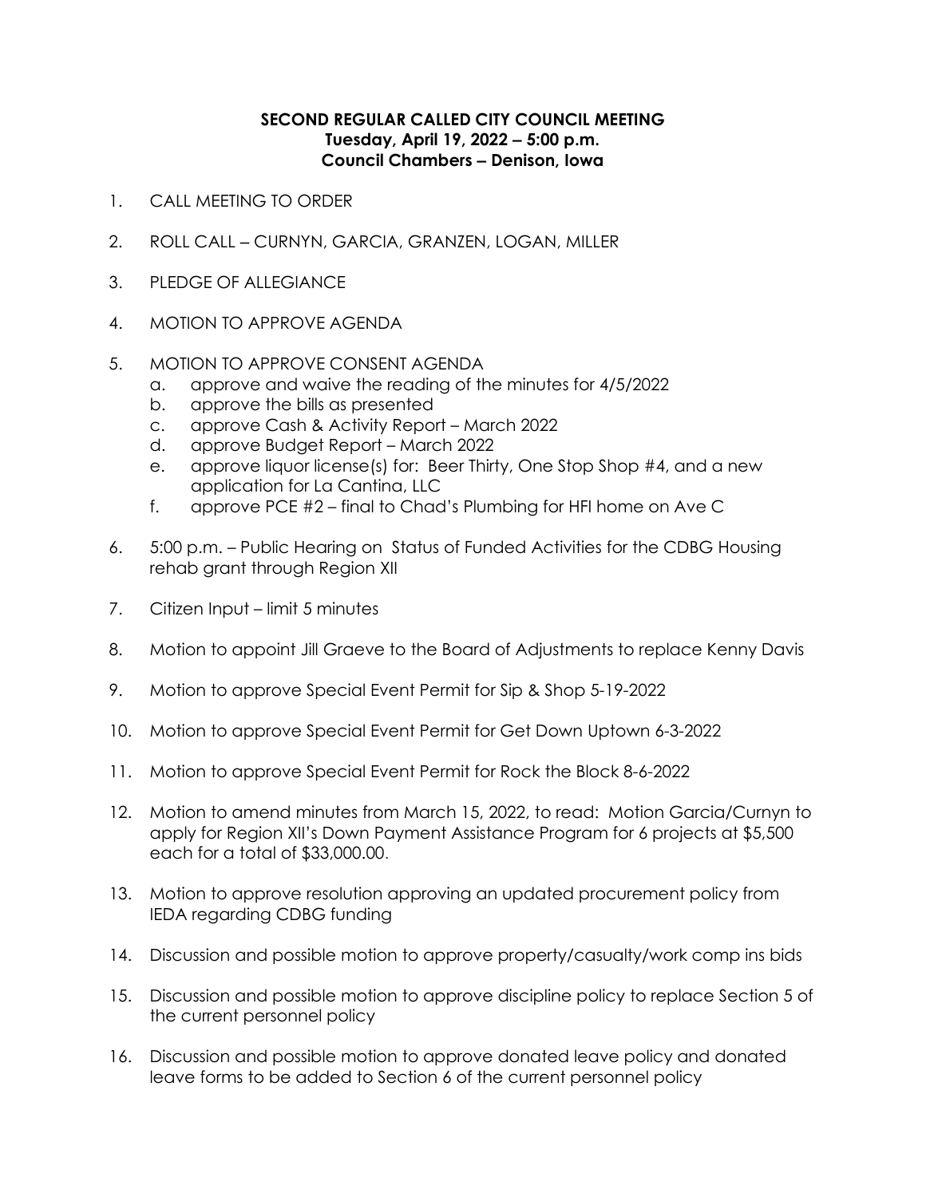**SECOND REGULAR CALLED CITY COUNCIL MEETING**
**Tuesday, April 19, 2022 – 5:00 p.m.**
**Council Chambers – Denison, Iowa**

1. CALL MEETING TO ORDER
2. ROLL CALL – CURNYN, GARCIA, GRANZEN, LOGAN, MILLER
3. PLEDGE OF ALLEGIANCE
4. MOTION TO APPROVE AGENDA
5. MOTION TO APPROVE CONSENT AGENDA
   a. approve and waive the reading of the minutes for 4/5/2022
   b. approve the bills as presented
   c. approve Cash & Activity Report – March 2022
   d. approve Budget Report – March 2022
   e. approve liquor license(s) for: Beer Thirty, One Stop Shop #4, and a new application for La Cantina, LLC
   f. approve PCE #2 – final to Chad's Plumbing for HFI home on Ave C
6. 5:00 p.m. – Public Hearing on Status of Funded Activities for the CDBG Housing rehab grant through Region XII
7. Citizen Input – limit 5 minutes
8. Motion to appoint Jill Graeve to the Board of Adjustments to replace Kenny Davis
9. Motion to approve Special Event Permit for Sip & Shop 5-19-2022
10. Motion to approve Special Event Permit for Get Down Uptown 6-3-2022
11. Motion to approve Special Event Permit for Rock the Block 8-6-2022
12. Motion to amend minutes from March 15, 2022, to read: Motion Garcia/Curnyn to apply for Region XII's Down Payment Assistance Program for 6 projects at $5,500 each for a total of $33,000.00.
13. Motion to approve resolution approving an updated procurement policy from IEDA regarding CDBG funding
14. Discussion and possible motion to approve property/casualty/work comp ins bids
15. Discussion and possible motion to approve discipline policy to replace Section 5 of the current personnel policy
16. Discussion and possible motion to approve donated leave policy and donated leave forms to be added to Section 6 of the current personnel policy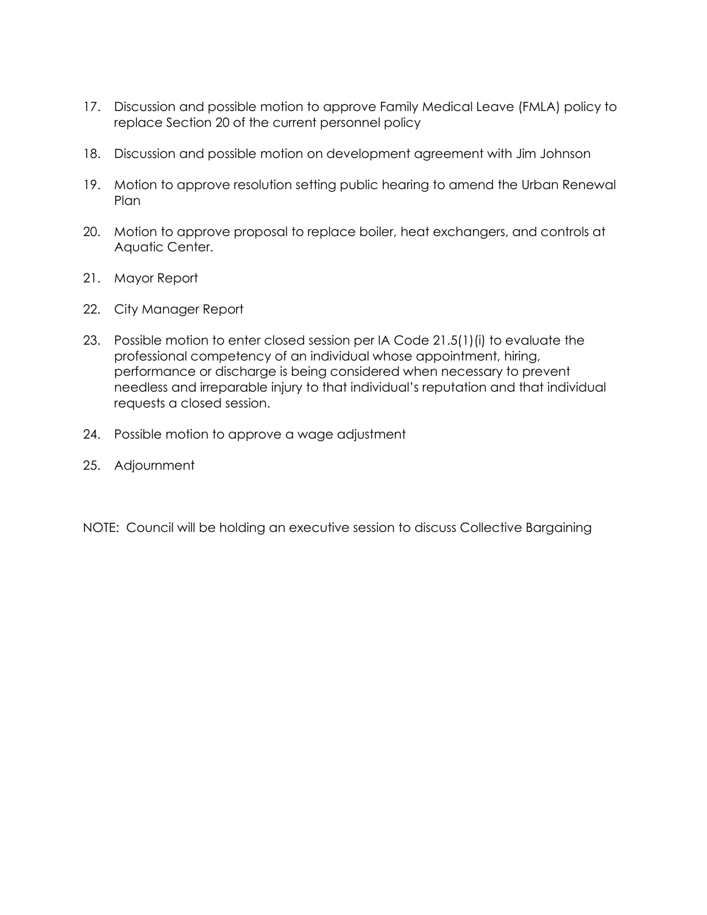17. Discussion and possible motion to approve Family Medical Leave (FMLA) policy to replace Section 20 of the current personnel policy

18. Discussion and possible motion on development agreement with Jim Johnson

19. Motion to approve resolution setting public hearing to amend the Urban Renewal Plan

20. Motion to approve proposal to replace boiler, heat exchangers, and controls at Aquatic Center.

21. Mayor Report

22. City Manager Report

23. Possible motion to enter closed session per IA Code 21.5(1)(i) to evaluate the professional competency of an individual whose appointment, hiring, performance or discharge is being considered when necessary to prevent needless and irreparable injury to that individual's reputation and that individual requests a closed session.

24. Possible motion to approve a wage adjustment

25. Adjournment

NOTE: Council will be holding an executive session to discuss Collective Bargaining